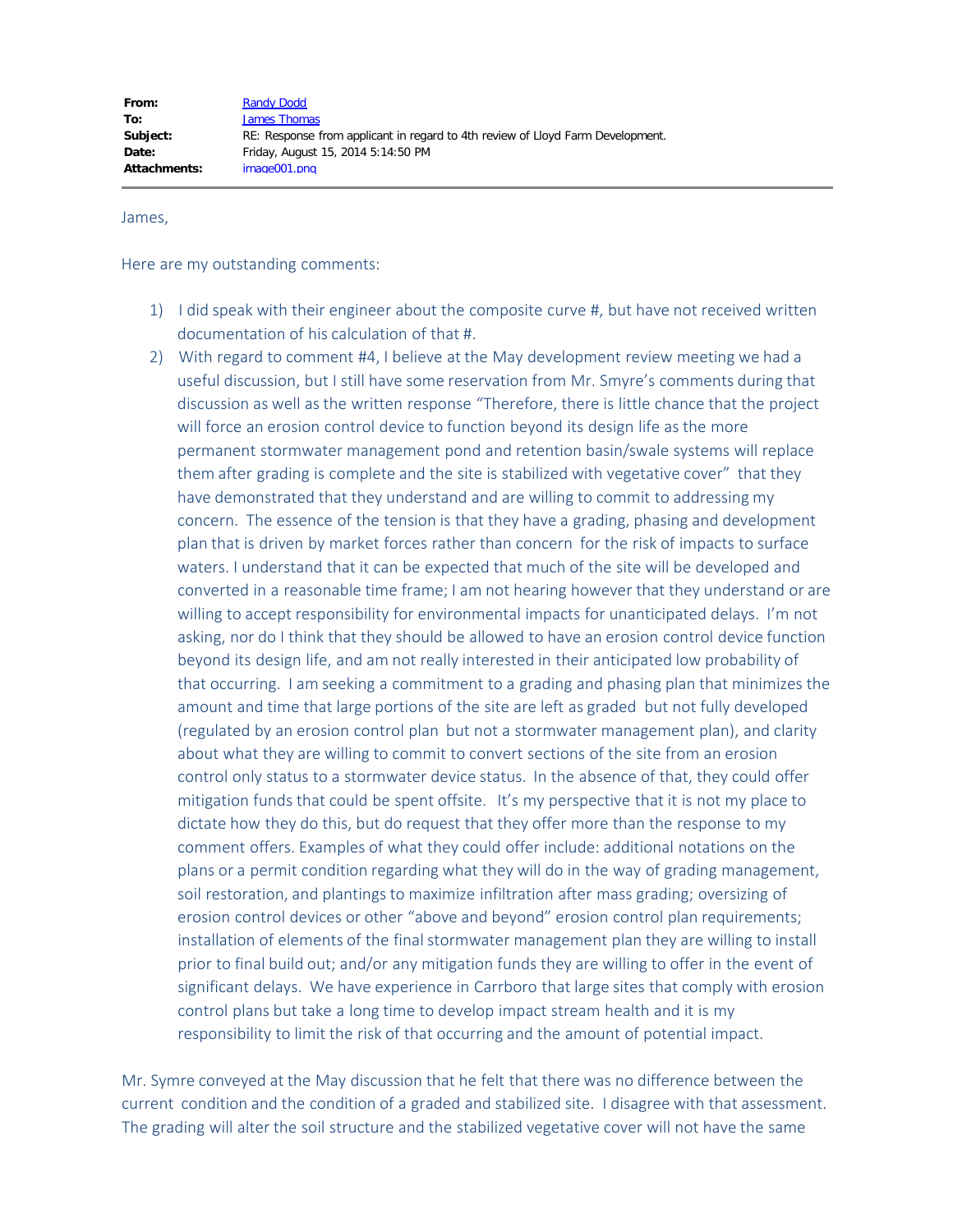| | |
|---|---|
| **From:** | Randy Dodd |
| **To:** | James Thomas |
| **Subject:** | RE: Response from applicant in regard to 4th review of Lloyd Farm Development. |
| **Date:** | Friday, August 15, 2014 5:14:50 PM |
| **Attachments:** | image001.png |

James,

Here are my outstanding comments:

1) I did speak with their engineer about the composite curve #, but have not received written documentation of his calculation of that #.
2) With regard to comment #4, I believe at the May development review meeting we had a useful discussion, but I still have some reservation from Mr. Smyre's comments during that discussion as well as the written response "Therefore, there is little chance that the project will force an erosion control device to function beyond its design life as the more permanent stormwater management pond and retention basin/swale systems will replace them after grading is complete and the site is stabilized with vegetative cover" that they have demonstrated that they understand and are willing to commit to addressing my concern. The essence of the tension is that they have a grading, phasing and development plan that is driven by market forces rather than concern for the risk of impacts to surface waters. I understand that it can be expected that much of the site will be developed and converted in a reasonable time frame; I am not hearing however that they understand or are willing to accept responsibility for environmental impacts for unanticipated delays. I'm not asking, nor do I think that they should be allowed to have an erosion control device function beyond its design life, and am not really interested in their anticipated low probability of that occurring. I am seeking a commitment to a grading and phasing plan that minimizes the amount and time that large portions of the site are left as graded but not fully developed (regulated by an erosion control plan but not a stormwater management plan), and clarity about what they are willing to commit to convert sections of the site from an erosion control only status to a stormwater device status. In the absence of that, they could offer mitigation funds that could be spent offsite. It's my perspective that it is not my place to dictate how they do this, but do request that they offer more than the response to my comment offers. Examples of what they could offer include: additional notations on the plans or a permit condition regarding what they will do in the way of grading management, soil restoration, and plantings to maximize infiltration after mass grading; oversizing of erosion control devices or other "above and beyond" erosion control plan requirements; installation of elements of the final stormwater management plan they are willing to install prior to final build out; and/or any mitigation funds they are willing to offer in the event of significant delays. We have experience in Carrboro that large sites that comply with erosion control plans but take a long time to develop impact stream health and it is my responsibility to limit the risk of that occurring and the amount of potential impact.

Mr. Symre conveyed at the May discussion that he felt that there was no difference between the current condition and the condition of a graded and stabilized site. I disagree with that assessment. The grading will alter the soil structure and the stabilized vegetative cover will not have the same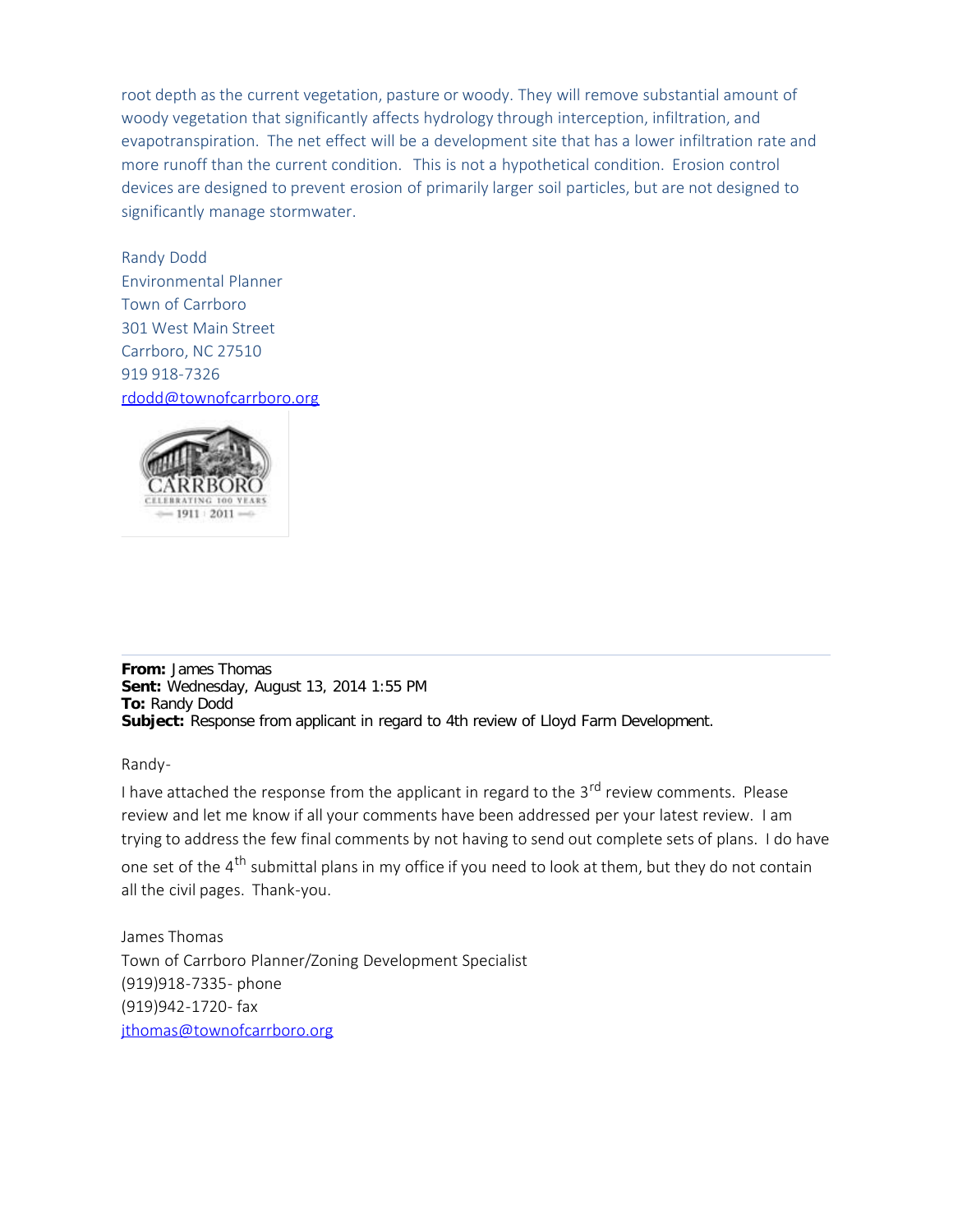root depth as the current vegetation, pasture or woody. They will remove substantial amount of woody vegetation that significantly affects hydrology through interception, infiltration, and evapotranspiration. The net effect will be a development site that has a lower infiltration rate and more runoff than the current condition. This is not a hypothetical condition. Erosion control devices are designed to prevent erosion of primarily larger soil particles, but are not designed to significantly manage stormwater.

Randy Dodd
Environmental Planner
Town of Carrboro
301 West Main Street
Carrboro, NC 27510
919 918-7326
rdodd@townofcarrboro.org

---

**From:** James Thomas
**Sent:** Wednesday, August 13, 2014 1:55 PM
**To:** Randy Dodd
**Subject:** Response from applicant in regard to 4th review of Lloyd Farm Development.

Randy-

I have attached the response from the applicant in regard to the 3rd review comments. Please review and let me know if all your comments have been addressed per your latest review. I am trying to address the few final comments by not having to send out complete sets of plans. I do have one set of the 4th submittal plans in my office if you need to look at them, but they do not contain all the civil pages. Thank-you.

James Thomas
Town of Carrboro Planner/Zoning Development Specialist
(919)918-7335- phone
(919)942-1720- fax
jthomas@townofcarrboro.org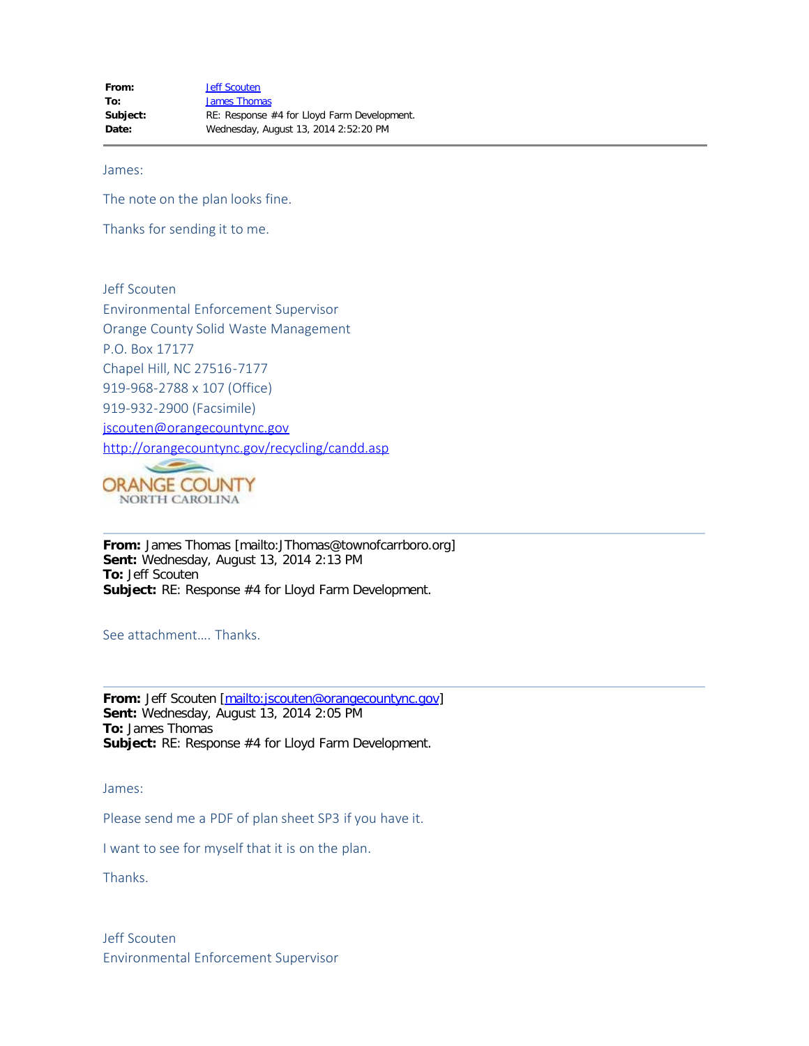| | |
|---|---|
| **From:** | Jeff Scouten |
| **To:** | James Thomas |
| **Subject:** | RE: Response #4 for Lloyd Farm Development. |
| **Date:** | Wednesday, August 13, 2014 2:52:20 PM |

---

James:

The note on the plan looks fine.

Thanks for sending it to me.

Jeff Scouten
Environmental Enforcement Supervisor
Orange County Solid Waste Management
P.O. Box 17177
Chapel Hill, NC 27516-7177
919-968-2788 x 107 (Office)
919-932-2900 (Facsimile)
jscouten@orangecountync.gov
http://orangecountync.gov/recycling/candd.asp

ORANGE COUNTY
NORTH CAROLINA

---

**From:** James Thomas [mailto:JThomas@townofcarrboro.org]
**Sent:** Wednesday, August 13, 2014 2:13 PM
**To:** Jeff Scouten
**Subject:** RE: Response #4 for Lloyd Farm Development.

See attachment…. Thanks.

---

**From:** Jeff Scouten [mailto:jscouten@orangecountync.gov]
**Sent:** Wednesday, August 13, 2014 2:05 PM
**To:** James Thomas
**Subject:** RE: Response #4 for Lloyd Farm Development.

James:

Please send me a PDF of plan sheet SP3 if you have it.

I want to see for myself that it is on the plan.

Thanks.

Jeff Scouten
Environmental Enforcement Supervisor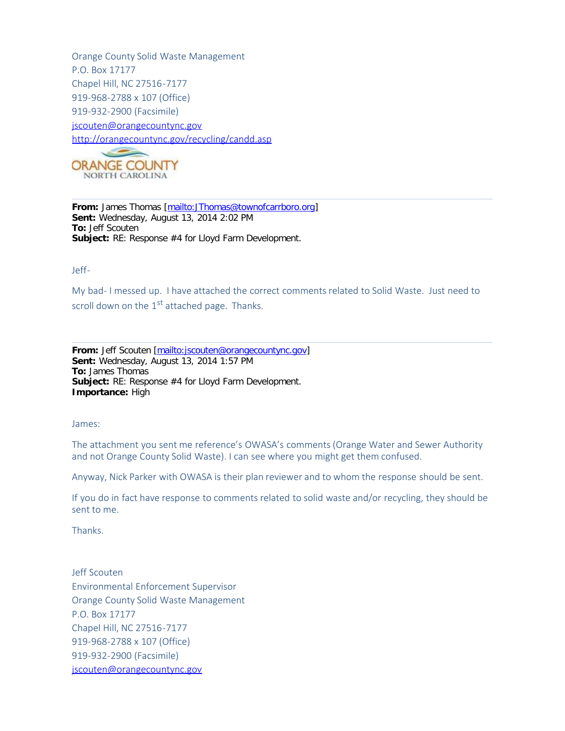Orange County Solid Waste Management
P.O. Box 17177
Chapel Hill, NC 27516-7177
919-968-2788 x 107 (Office)
919-932-2900 (Facsimile)
jscouten@orangecountync.gov
http://orangecountync.gov/recycling/candd.asp

ORANGE COUNTY
NORTH CAROLINA

---

**From:** James Thomas [mailto:JThomas@townofcarrboro.org]
**Sent:** Wednesday, August 13, 2014 2:02 PM
**To:** Jeff Scouten
**Subject:** RE: Response #4 for Lloyd Farm Development.

Jeff-

My bad- I messed up. I have attached the correct comments related to Solid Waste. Just need to scroll down on the 1st attached page. Thanks.

---

**From:** Jeff Scouten [mailto:jscouten@orangecountync.gov]
**Sent:** Wednesday, August 13, 2014 1:57 PM
**To:** James Thomas
**Subject:** RE: Response #4 for Lloyd Farm Development.
**Importance:** High

James:

The attachment you sent me reference's OWASA's comments (Orange Water and Sewer Authority and not Orange County Solid Waste). I can see where you might get them confused.

Anyway, Nick Parker with OWASA is their plan reviewer and to whom the response should be sent.

If you do in fact have response to comments related to solid waste and/or recycling, they should be sent to me.

Thanks.

Jeff Scouten
Environmental Enforcement Supervisor
Orange County Solid Waste Management
P.O. Box 17177
Chapel Hill, NC 27516-7177
919-968-2788 x 107 (Office)
919-932-2900 (Facsimile)
jscouten@orangecountync.gov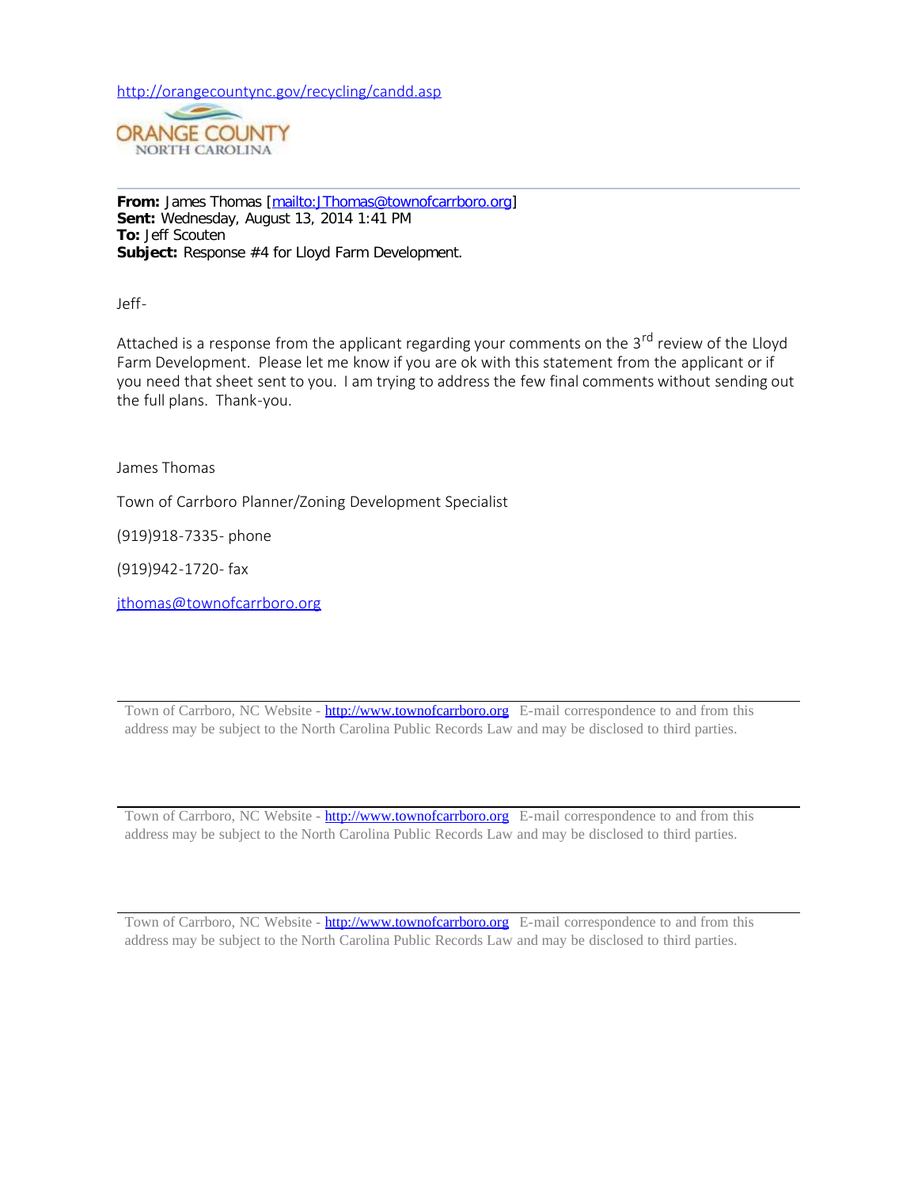http://orangecountync.gov/recycling/candd.asp

ORANGE COUNTY
NORTH CAROLINA

---

**From:** James Thomas [mailto:JThomas@townofcarrboro.org]
**Sent:** Wednesday, August 13, 2014 1:41 PM
**To:** Jeff Scouten
**Subject:** Response #4 for Lloyd Farm Development.

Jeff-

Attached is a response from the applicant regarding your comments on the 3rd review of the Lloyd Farm Development. Please let me know if you are ok with this statement from the applicant or if you need that sheet sent to you. I am trying to address the few final comments without sending out the full plans. Thank-you.

James Thomas

Town of Carrboro Planner/Zoning Development Specialist

(919)918-7335- phone

(919)942-1720- fax

jthomas@townofcarrboro.org

---

Town of Carrboro, NC Website - http://www.townofcarrboro.org E-mail correspondence to and from this address may be subject to the North Carolina Public Records Law and may be disclosed to third parties.

---

Town of Carrboro, NC Website - http://www.townofcarrboro.org E-mail correspondence to and from this address may be subject to the North Carolina Public Records Law and may be disclosed to third parties.

---

Town of Carrboro, NC Website - http://www.townofcarrboro.org E-mail correspondence to and from this address may be subject to the North Carolina Public Records Law and may be disclosed to third parties.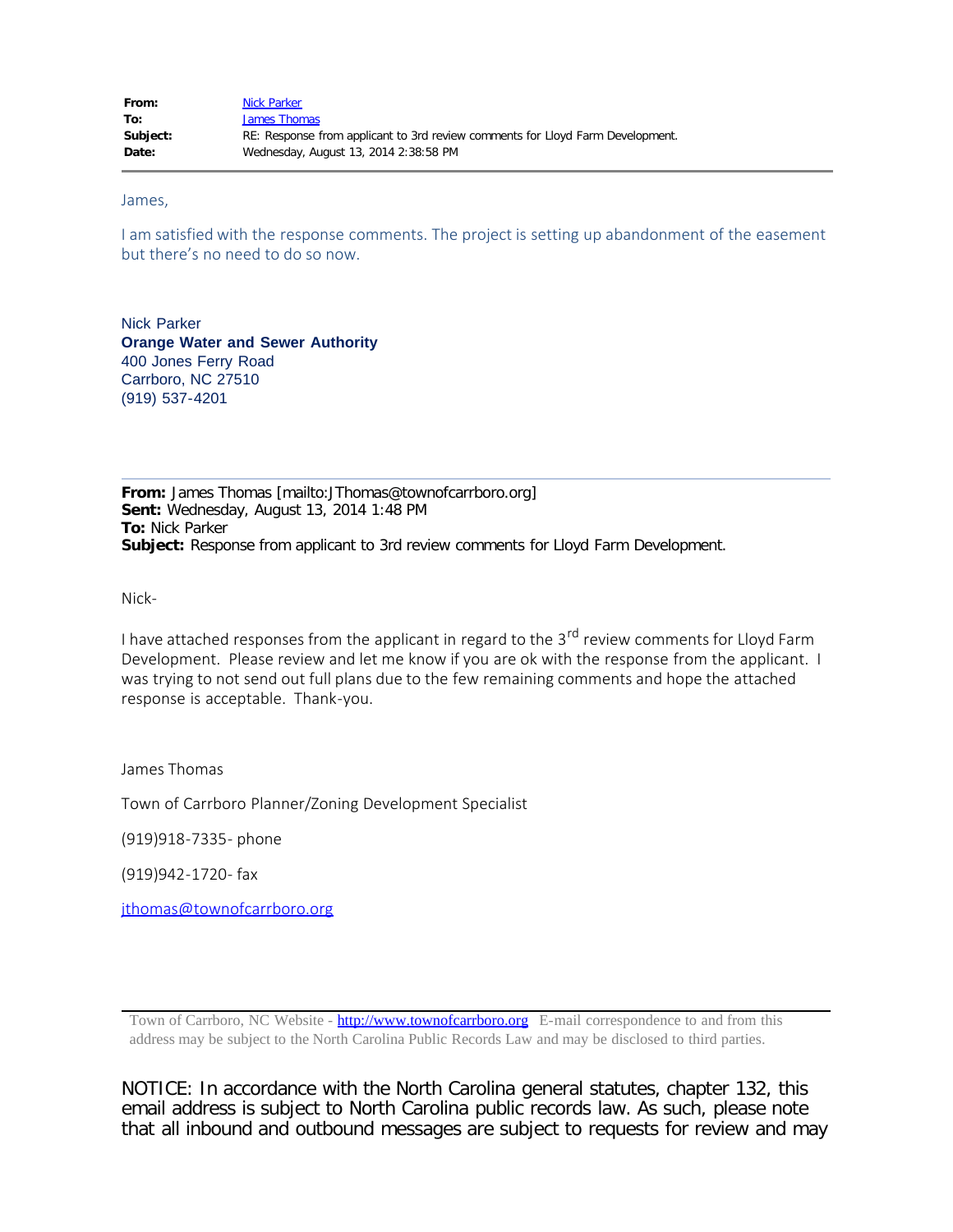| | |
|---|---|
| **From:** | Nick Parker |
| **To:** | James Thomas |
| **Subject:** | RE: Response from applicant to 3rd review comments for Lloyd Farm Development. |
| **Date:** | Wednesday, August 13, 2014 2:38:58 PM |

---

James,

I am satisfied with the response comments. The project is setting up abandonment of the easement but there's no need to do so now.

Nick Parker
**Orange Water and Sewer Authority**
400 Jones Ferry Road
Carrboro, NC 27510
(919) 537-4201

---

**From:** James Thomas [mailto:JThomas@townofcarrboro.org]
**Sent:** Wednesday, August 13, 2014 1:48 PM
**To:** Nick Parker
**Subject:** Response from applicant to 3rd review comments for Lloyd Farm Development.

Nick-

I have attached responses from the applicant in regard to the 3rd review comments for Lloyd Farm Development. Please review and let me know if you are ok with the response from the applicant. I was trying to not send out full plans due to the few remaining comments and hope the attached response is acceptable. Thank-you.

James Thomas

Town of Carrboro Planner/Zoning Development Specialist

(919)918-7335- phone

(919)942-1720- fax

jthomas@townofcarrboro.org

---

Town of Carrboro, NC Website - http://www.townofcarrboro.org E-mail correspondence to and from this address may be subject to the North Carolina Public Records Law and may be disclosed to third parties.

NOTICE: In accordance with the North Carolina general statutes, chapter 132, this email address is subject to North Carolina public records law. As such, please note that all inbound and outbound messages are subject to requests for review and may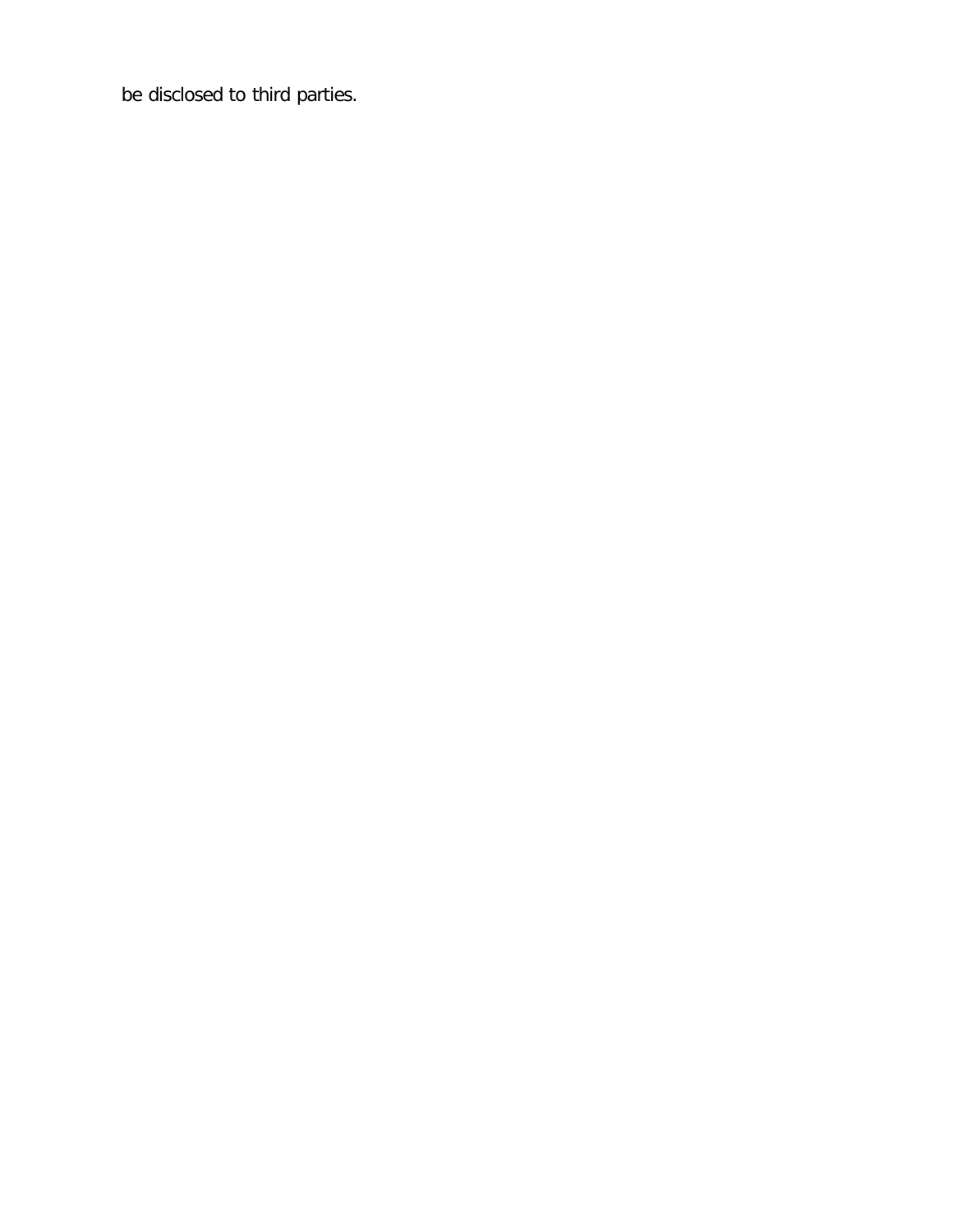be disclosed to third parties.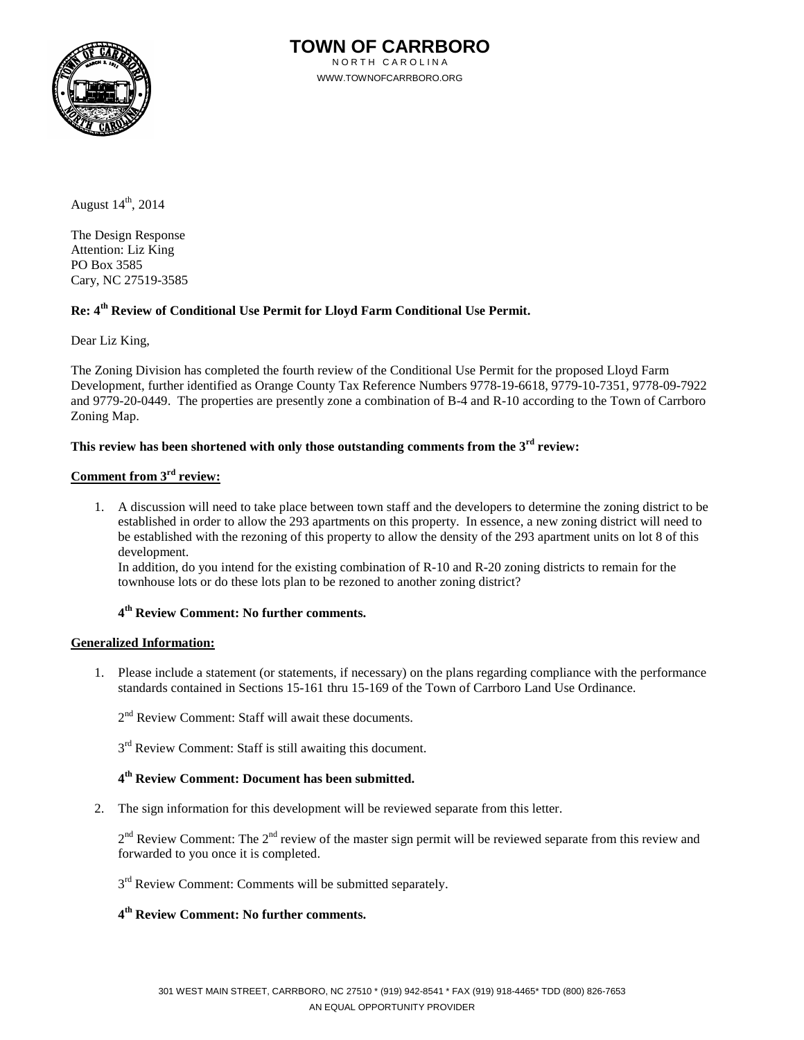# TOWN OF CARRBORO

NORTH CAROLINA

WWW.TOWNOFCARRBORO.ORG

August 14th, 2014

The Design Response
Attention: Liz King
PO Box 3585
Cary, NC 27519-3585

**Re: 4th Review of Conditional Use Permit for Lloyd Farm Conditional Use Permit.**

Dear Liz King,

The Zoning Division has completed the fourth review of the Conditional Use Permit for the proposed Lloyd Farm Development, further identified as Orange County Tax Reference Numbers 9778-19-6618, 9779-10-7351, 9778-09-7922 and 9779-20-0449. The properties are presently zone a combination of B-4 and R-10 according to the Town of Carrboro Zoning Map.

**This review has been shortened with only those outstanding comments from the 3rd review:**

**Comment from 3rd review:**

1. A discussion will need to take place between town staff and the developers to determine the zoning district to be established in order to allow the 293 apartments on this property. In essence, a new zoning district will need to be established with the rezoning of this property to allow the density of the 293 apartment units on lot 8 of this development.
   In addition, do you intend for the existing combination of R-10 and R-20 zoning districts to remain for the townhouse lots or do these lots plan to be rezoned to another zoning district?

   **4th Review Comment: No further comments.**

**Generalized Information:**

1. Please include a statement (or statements, if necessary) on the plans regarding compliance with the performance standards contained in Sections 15-161 thru 15-169 of the Town of Carrboro Land Use Ordinance.

   2nd Review Comment: Staff will await these documents.

   3rd Review Comment: Staff is still awaiting this document.

   **4th Review Comment: Document has been submitted.**

2. The sign information for this development will be reviewed separate from this letter.

   2nd Review Comment: The 2nd review of the master sign permit will be reviewed separate from this review and forwarded to you once it is completed.

   3rd Review Comment: Comments will be submitted separately.

   **4th Review Comment: No further comments.**

301 WEST MAIN STREET, CARRBORO, NC 27510 * (919) 942-8541 * FAX (919) 918-4465* TDD (800) 826-7653
AN EQUAL OPPORTUNITY PROVIDER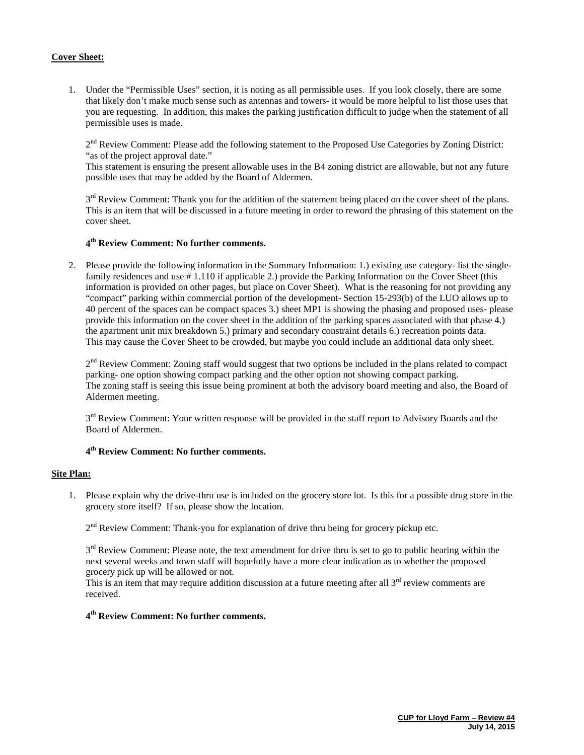**Cover Sheet:**

1. Under the "Permissible Uses" section, it is noting as all permissible uses. If you look closely, there are some that likely don't make much sense such as antennas and towers- it would be more helpful to list those uses that you are requesting. In addition, this makes the parking justification difficult to judge when the statement of all permissible uses is made.

   2nd Review Comment: Please add the following statement to the Proposed Use Categories by Zoning District: "as of the project approval date."
   This statement is ensuring the present allowable uses in the B4 zoning district are allowable, but not any future possible uses that may be added by the Board of Aldermen.

   3rd Review Comment: Thank you for the addition of the statement being placed on the cover sheet of the plans. This is an item that will be discussed in a future meeting in order to reword the phrasing of this statement on the cover sheet.

   **4th Review Comment: No further comments.**

2. Please provide the following information in the Summary Information: 1.) existing use category- list the single-family residences and use # 1.110 if applicable 2.) provide the Parking Information on the Cover Sheet (this information is provided on other pages, but place on Cover Sheet). What is the reasoning for not providing any "compact" parking within commercial portion of the development- Section 15-293(b) of the LUO allows up to 40 percent of the spaces can be compact spaces 3.) sheet MP1 is showing the phasing and proposed uses- please provide this information on the cover sheet in the addition of the parking spaces associated with that phase 4.) the apartment unit mix breakdown 5.) primary and secondary constraint details 6.) recreation points data. This may cause the Cover Sheet to be crowded, but maybe you could include an additional data only sheet.

   2nd Review Comment: Zoning staff would suggest that two options be included in the plans related to compact parking- one option showing compact parking and the other option not showing compact parking. The zoning staff is seeing this issue being prominent at both the advisory board meeting and also, the Board of Aldermen meeting.

   3rd Review Comment: Your written response will be provided in the staff report to Advisory Boards and the Board of Aldermen.

   **4th Review Comment: No further comments.**

**Site Plan:**

1. Please explain why the drive-thru use is included on the grocery store lot. Is this for a possible drug store in the grocery store itself? If so, please show the location.

   2nd Review Comment: Thank-you for explanation of drive thru being for grocery pickup etc.

   3rd Review Comment: Please note, the text amendment for drive thru is set to go to public hearing within the next several weeks and town staff will hopefully have a more clear indication as to whether the proposed grocery pick up will be allowed or not.
   This is an item that may require addition discussion at a future meeting after all 3rd review comments are received.

   **4th Review Comment: No further comments.**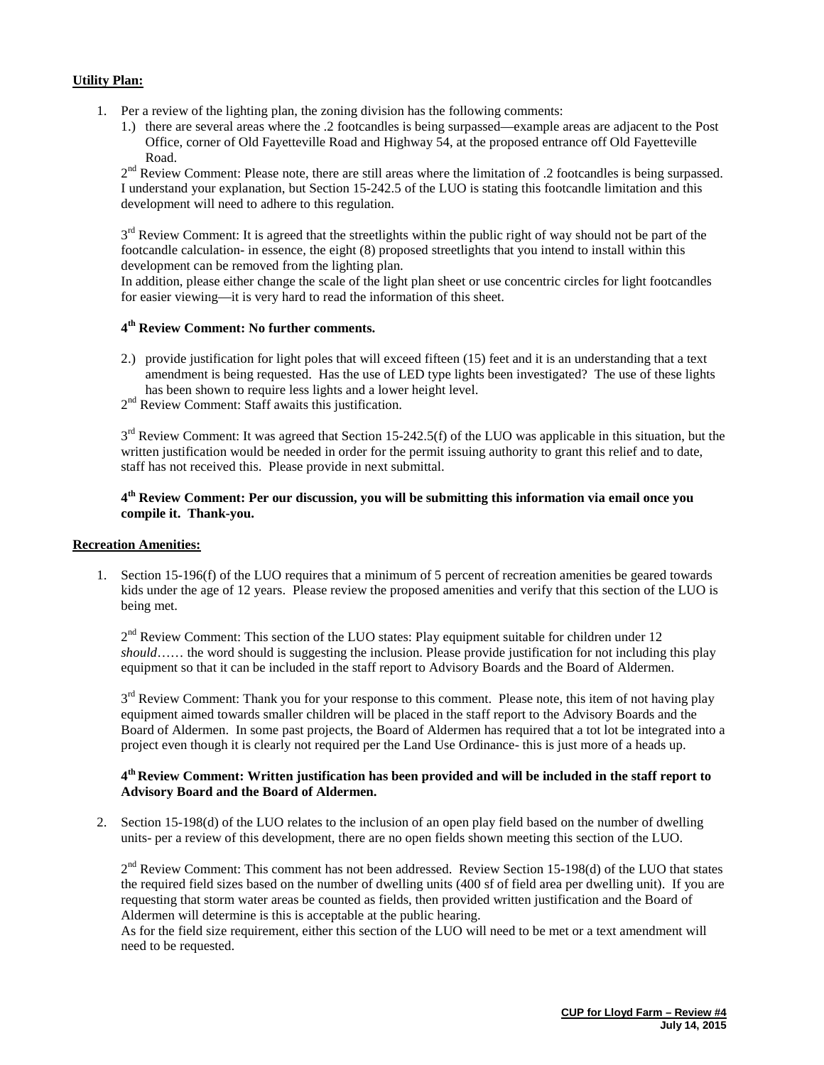**Utility Plan:**

1. Per a review of the lighting plan, the zoning division has the following comments:
   1.) there are several areas where the .2 footcandles is being surpassed—example areas are adjacent to the Post Office, corner of Old Fayetteville Road and Highway 54, at the proposed entrance off Old Fayetteville Road.

   2nd Review Comment: Please note, there are still areas where the limitation of .2 footcandles is being surpassed. I understand your explanation, but Section 15-242.5 of the LUO is stating this footcandle limitation and this development will need to adhere to this regulation.

   3rd Review Comment: It is agreed that the streetlights within the public right of way should not be part of the footcandle calculation- in essence, the eight (8) proposed streetlights that you intend to install within this development can be removed from the lighting plan.
   In addition, please either change the scale of the light plan sheet or use concentric circles for light footcandles for easier viewing—it is very hard to read the information of this sheet.

   **4th Review Comment: No further comments.**

   2.) provide justification for light poles that will exceed fifteen (15) feet and it is an understanding that a text amendment is being requested. Has the use of LED type lights been investigated? The use of these lights has been shown to require less lights and a lower height level.

   2nd Review Comment: Staff awaits this justification.

   3rd Review Comment: It was agreed that Section 15-242.5(f) of the LUO was applicable in this situation, but the written justification would be needed in order for the permit issuing authority to grant this relief and to date, staff has not received this. Please provide in next submittal.

   **4th Review Comment: Per our discussion, you will be submitting this information via email once you compile it. Thank-you.**

**Recreation Amenities:**

1. Section 15-196(f) of the LUO requires that a minimum of 5 percent of recreation amenities be geared towards kids under the age of 12 years. Please review the proposed amenities and verify that this section of the LUO is being met.

   2nd Review Comment: This section of the LUO states: Play equipment suitable for children under 12 *should*…… the word should is suggesting the inclusion. Please provide justification for not including this play equipment so that it can be included in the staff report to Advisory Boards and the Board of Aldermen.

   3rd Review Comment: Thank you for your response to this comment. Please note, this item of not having play equipment aimed towards smaller children will be placed in the staff report to the Advisory Boards and the Board of Aldermen. In some past projects, the Board of Aldermen has required that a tot lot be integrated into a project even though it is clearly not required per the Land Use Ordinance- this is just more of a heads up.

   **4th Review Comment: Written justification has been provided and will be included in the staff report to Advisory Board and the Board of Aldermen.**

2. Section 15-198(d) of the LUO relates to the inclusion of an open play field based on the number of dwelling units- per a review of this development, there are no open fields shown meeting this section of the LUO.

   2nd Review Comment: This comment has not been addressed. Review Section 15-198(d) of the LUO that states the required field sizes based on the number of dwelling units (400 sf of field area per dwelling unit). If you are requesting that storm water areas be counted as fields, then provided written justification and the Board of Aldermen will determine is this is acceptable at the public hearing.
   As for the field size requirement, either this section of the LUO will need to be met or a text amendment will need to be requested.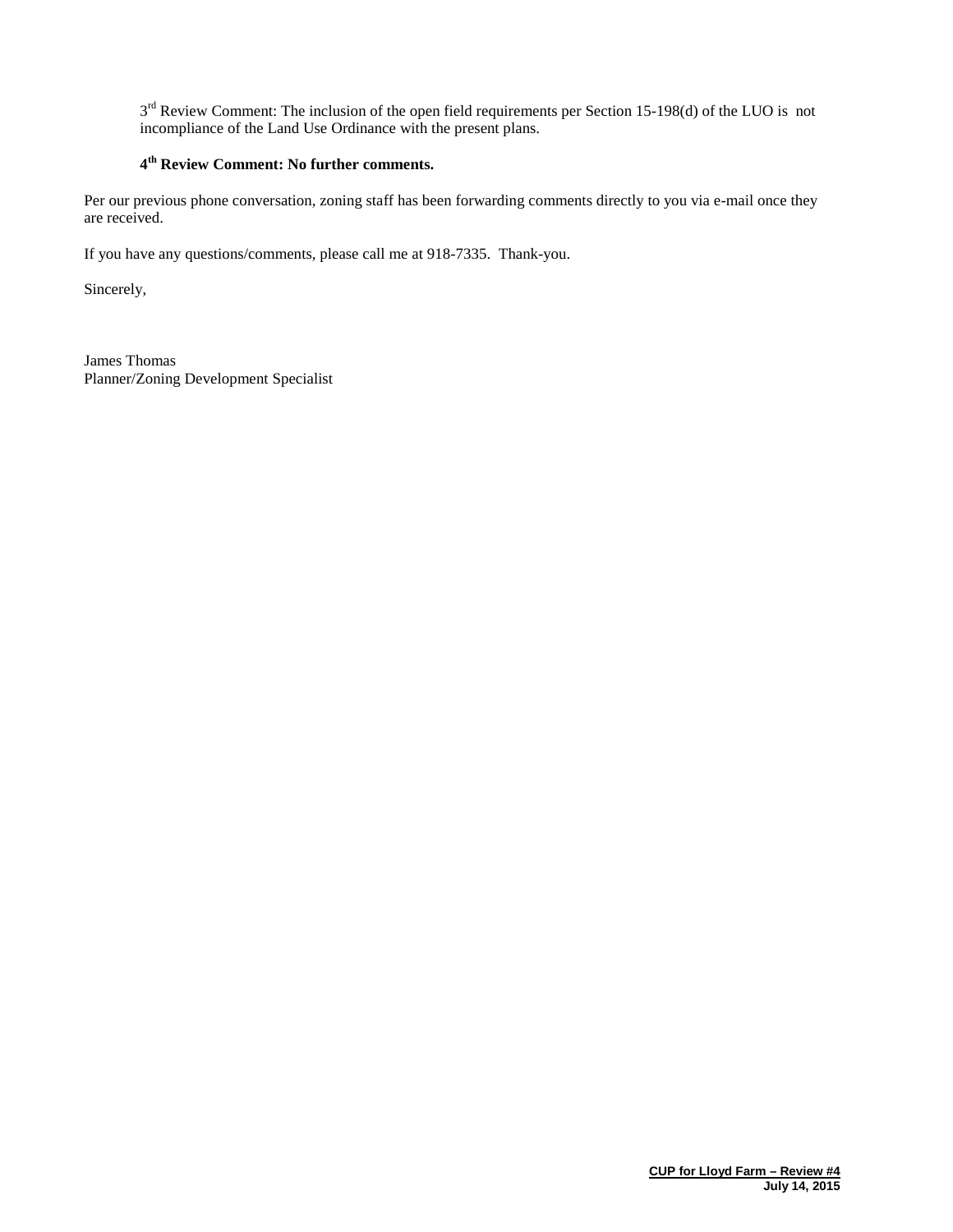3rd Review Comment: The inclusion of the open field requirements per Section 15-198(d) of the LUO is  not incompliance of the Land Use Ordinance with the present plans.

**4th Review Comment: No further comments.**

Per our previous phone conversation, zoning staff has been forwarding comments directly to you via e-mail once they are received.

If you have any questions/comments, please call me at 918-7335.  Thank-you.

Sincerely,

James Thomas  
Planner/Zoning Development Specialist